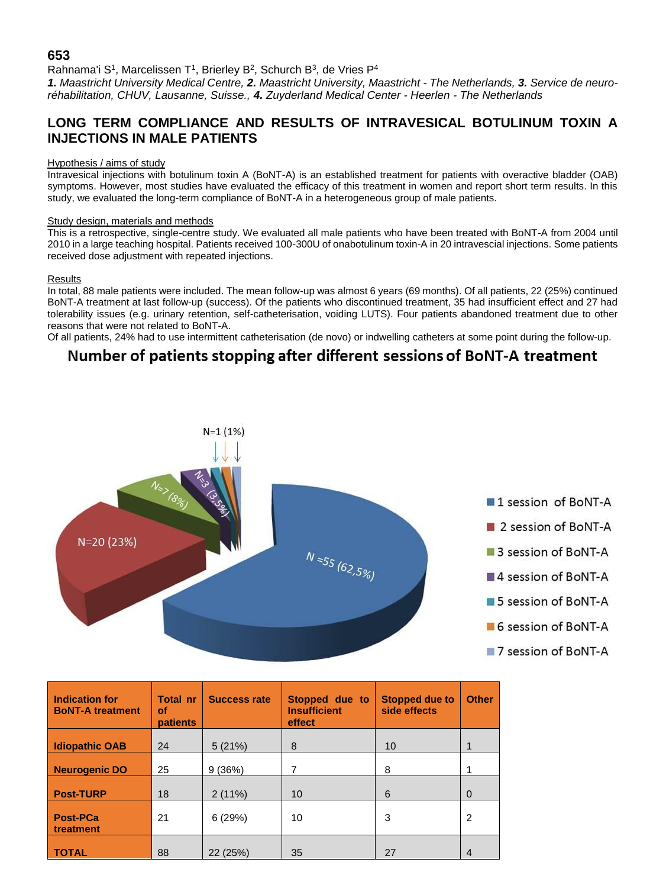**653**

Rahnama'i S[1], Marcelissen T[1], Brierley B[2], Schurch B[3], de Vries P[4]

***1.** Maastricht University Medical Centre, **2.** Maastricht University, Maastricht - The Netherlands, **3.** Service de neuro-réhabilitation, CHUV, Lausanne, Suisse., **4.** Zuyderland Medical Center - Heerlen - The Netherlands*

## LONG TERM COMPLIANCE AND RESULTS OF INTRAVESICAL BOTULINUM TOXIN A INJECTIONS IN MALE PATIENTS

### Hypothesis / aims of study

Intravesical injections with botulinum toxin A (BoNT-A) is an established treatment for patients with overactive bladder (OAB) symptoms. However, most studies have evaluated the efficacy of this treatment in women and report short term results. In this study, we evaluated the long-term compliance of BoNT-A in a heterogeneous group of male patients.

### Study design, materials and methods

This is a retrospective, single-centre study. We evaluated all male patients who have been treated with BoNT-A from 2004 until 2010 in a large teaching hospital. Patients received 100-300U of onabotulinum toxin-A in 20 intravescial injections. Some patients received dose adjustment with repeated injections.

### Results

In total, 88 male patients were included. The mean follow-up was almost 6 years (69 months). Of all patients, 22 (25%) continued BoNT-A treatment at last follow-up (success). Of the patients who discontinued treatment, 35 had insufficient effect and 27 had tolerability issues (e.g. urinary retention, self-catheterisation, voiding LUTS). Four patients abandoned treatment due to other reasons that were not related to BoNT-A.

Of all patients, 24% had to use intermittent catheterisation (de novo) or indwelling catheters at some point during the follow-up.

**Number of patients stopping after different sessions of BoNT-A treatment**

| Sessions of BoNT-A | Number of patients |
|---|---|
| 1 session of BoNT-A | N =55 (62,5%) |
| 2 session of BoNT-A | N=20 (23%) |
| 3 session of BoNT-A | N=7 (8%) |
| 4 session of BoNT-A | N=3 (3,5%) |
| 5 session of BoNT-A | N=1 (1%) |
| 6 session of BoNT-A | N=1 (1%) |
| 7 session of BoNT-A | N=1 (1%) |

| Indication for BoNT-A treatment | Total nr of patients | Success rate | Stopped due to Insufficient effect | Stopped due to side effects | Other |
|---|---|---|---|---|---|
| **Idiopathic OAB** | 24 | 5 (21%) | 8 | 10 | 1 |
| **Neurogenic DO** | 25 | 9 (36%) | 7 | 8 | 1 |
| **Post-TURP** | 18 | 2 (11%) | 10 | 6 | 0 |
| **Post-PCa treatment** | 21 | 6 (29%) | 10 | 3 | 2 |
| **TOTAL** | 88 | 22 (25%) | 35 | 27 | 4 |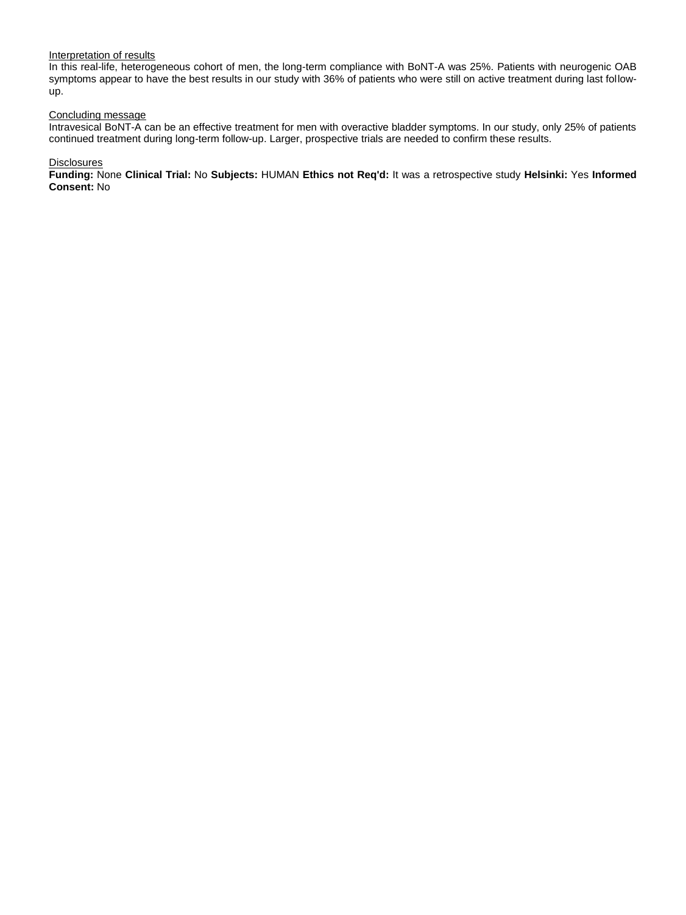## Interpretation of results

In this real-life, heterogeneous cohort of men, the long-term compliance with BoNT-A was 25%. Patients with neurogenic OAB symptoms appear to have the best results in our study with 36% of patients who were still on active treatment during last follow-up.

## Concluding message

Intravesical BoNT-A can be an effective treatment for men with overactive bladder symptoms. In our study, only 25% of patients continued treatment during long-term follow-up. Larger, prospective trials are needed to confirm these results.

## Disclosures

**Funding:** None **Clinical Trial:** No **Subjects:** HUMAN **Ethics not Req'd:** It was a retrospective study **Helsinki:** Yes **Informed Consent:** No